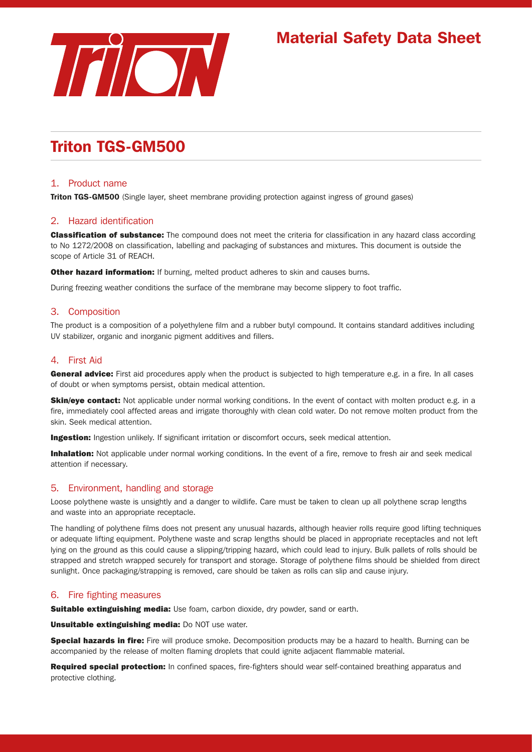# Material Safety Data Sheet

## Triton TGS-GM500

### 1. Product name

**Triton TGS-GM500** (Single layer, sheet membrane providing protection against ingress of ground gases)

### 2. Hazard identification

**Classification of substance:** The compound does not meet the criteria for classification in any hazard class according to No 1272/2008 on classification, labelling and packaging of substances and mixtures. This document is outside the scope of Article 31 of REACH.

**Other hazard information:** If burning, melted product adheres to skin and causes burns.

During freezing weather conditions the surface of the membrane may become slippery to foot traffic.

### 3. Composition

The product is a composition of a polyethylene film and a rubber butyl compound. It contains standard additives including UV stabilizer, organic and inorganic pigment additives and fillers.

### 4. First Aid

**General advice:** First aid procedures apply when the product is subjected to high temperature e.g. in a fire. In all cases of doubt or when symptoms persist, obtain medical attention.

**Skin/eye contact:** Not applicable under normal working conditions. In the event of contact with molten product e.g. in a fire, immediately cool affected areas and irrigate thoroughly with clean cold water. Do not remove molten product from the skin. Seek medical attention.

**Ingestion:** Ingestion unlikely. If significant irritation or discomfort occurs, seek medical attention.

**Inhalation:** Not applicable under normal working conditions. In the event of a fire, remove to fresh air and seek medical attention if necessary.

### 5. Environment, handling and storage

Loose polythene waste is unsightly and a danger to wildlife. Care must be taken to clean up all polythene scrap lengths and waste into an appropriate receptacle.

The handling of polythene films does not present any unusual hazards, although heavier rolls require good lifting techniques or adequate lifting equipment. Polythene waste and scrap lengths should be placed in appropriate receptacles and not left lying on the ground as this could cause a slipping/tripping hazard, which could lead to injury. Bulk pallets of rolls should be strapped and stretch wrapped securely for transport and storage. Storage of polythene films should be shielded from direct sunlight. Once packaging/strapping is removed, care should be taken as rolls can slip and cause injury.

### 6. Fire fighting measures

**Suitable extinguishing media:** Use foam, carbon dioxide, dry powder, sand or earth.

**Unsuitable extinguishing media:** Do NOT use water.

**Special hazards in fire:** Fire will produce smoke. Decomposition products may be a hazard to health. Burning can be accompanied by the release of molten flaming droplets that could ignite adjacent flammable material.

**Required special protection:** In confined spaces, fire-fighters should wear self-contained breathing apparatus and protective clothing.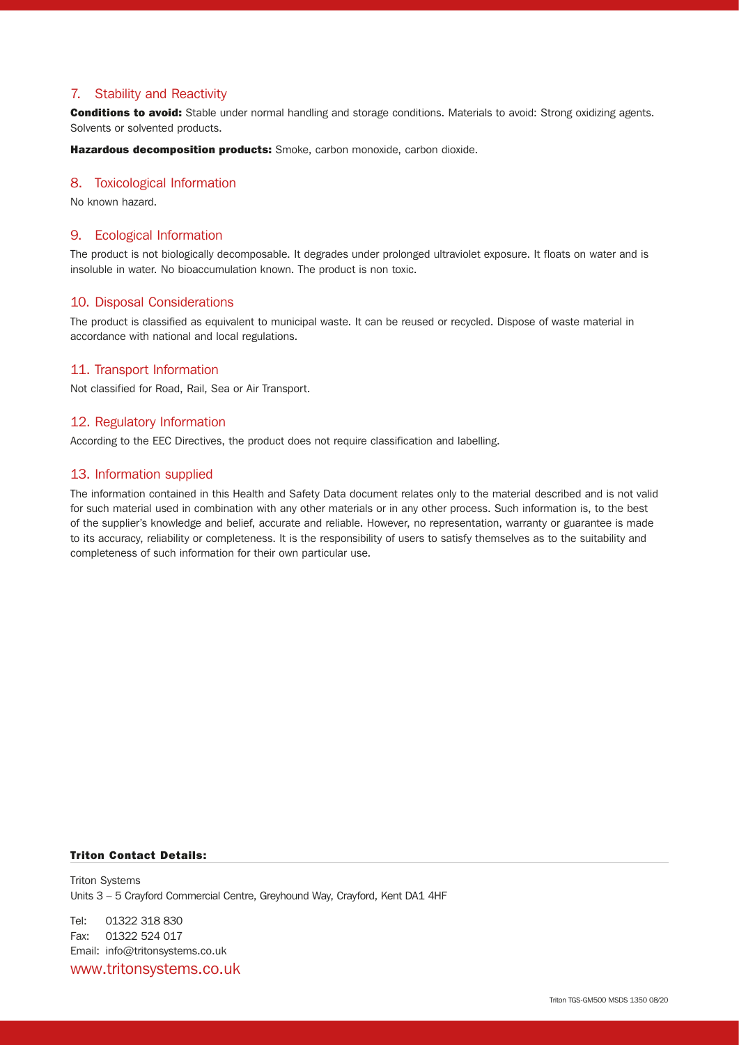## 7. Stability and Reactivity

**Conditions to avoid:** Stable under normal handling and storage conditions. Materials to avoid: Strong oxidizing agents. Solvents or solvented products.

**Hazardous decomposition products:** Smoke, carbon monoxide, carbon dioxide.

## 8. Toxicological Information

No known hazard.

## 9. Ecological Information

The product is not biologically decomposable. It degrades under prolonged ultraviolet exposure. It floats on water and is insoluble in water. No bioaccumulation known. The product is non toxic.

## 10. Disposal Considerations

The product is classified as equivalent to municipal waste. It can be reused or recycled. Dispose of waste material in accordance with national and local regulations.

## 11. Transport Information

Not classified for Road, Rail, Sea or Air Transport.

## 12. Regulatory Information

According to the EEC Directives, the product does not require classification and labelling.

## 13. Information supplied

The information contained in this Health and Safety Data document relates only to the material described and is not valid for such material used in combination with any other materials or in any other process. Such information is, to the best of the supplier's knowledge and belief, accurate and reliable. However, no representation, warranty or guarantee is made to its accuracy, reliability or completeness. It is the responsibility of users to satisfy themselves as to the suitability and completeness of such information for their own particular use.

**Triton Contact Details:**

Triton Systems
Units 3 – 5 Crayford Commercial Centre, Greyhound Way, Crayford, Kent DA1 4HF

Tel: 01322 318 830
Fax: 01322 524 017
Email: info@tritonsystems.co.uk

www.tritonsystems.co.uk

Triton TGS-GM500 MSDS 1350 08/20